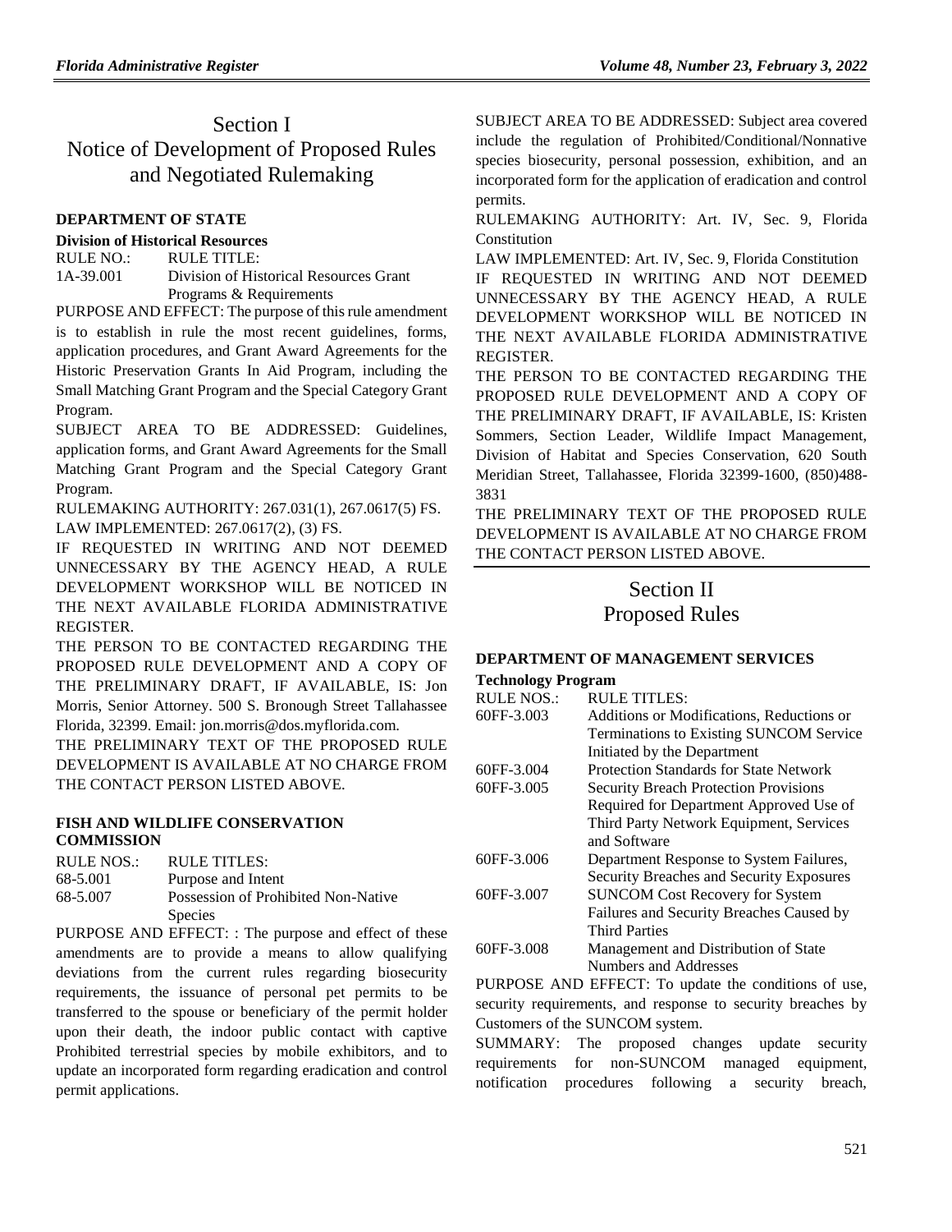# Section I
# Notice of Development of Proposed Rules and Negotiated Rulemaking

## DEPARTMENT OF STATE

### Division of Historical Resources

| RULE NO.: | RULE TITLE: |
|---|---|
| 1A-39.001 | Division of Historical Resources Grant Programs & Requirements |

PURPOSE AND EFFECT: The purpose of this rule amendment is to establish in rule the most recent guidelines, forms, application procedures, and Grant Award Agreements for the Historic Preservation Grants In Aid Program, including the Small Matching Grant Program and the Special Category Grant Program.

SUBJECT AREA TO BE ADDRESSED: Guidelines, application forms, and Grant Award Agreements for the Small Matching Grant Program and the Special Category Grant Program.

RULEMAKING AUTHORITY: 267.031(1), 267.0617(5) FS.

LAW IMPLEMENTED: 267.0617(2), (3) FS.

IF REQUESTED IN WRITING AND NOT DEEMED UNNECESSARY BY THE AGENCY HEAD, A RULE DEVELOPMENT WORKSHOP WILL BE NOTICED IN THE NEXT AVAILABLE FLORIDA ADMINISTRATIVE REGISTER.

THE PERSON TO BE CONTACTED REGARDING THE PROPOSED RULE DEVELOPMENT AND A COPY OF THE PRELIMINARY DRAFT, IF AVAILABLE, IS: Jon Morris, Senior Attorney. 500 S. Bronough Street Tallahassee Florida, 32399. Email: jon.morris@dos.myflorida.com.

THE PRELIMINARY TEXT OF THE PROPOSED RULE DEVELOPMENT IS AVAILABLE AT NO CHARGE FROM THE CONTACT PERSON LISTED ABOVE.

## FISH AND WILDLIFE CONSERVATION COMMISSION

| RULE NOS.: | RULE TITLES: |
|---|---|
| 68-5.001 | Purpose and Intent |
| 68-5.007 | Possession of Prohibited Non-Native Species |

PURPOSE AND EFFECT: : The purpose and effect of these amendments are to provide a means to allow qualifying deviations from the current rules regarding biosecurity requirements, the issuance of personal pet permits to be transferred to the spouse or beneficiary of the permit holder upon their death, the indoor public contact with captive Prohibited terrestrial species by mobile exhibitors, and to update an incorporated form regarding eradication and control permit applications.

SUBJECT AREA TO BE ADDRESSED: Subject area covered include the regulation of Prohibited/Conditional/Nonnative species biosecurity, personal possession, exhibition, and an incorporated form for the application of eradication and control permits.

RULEMAKING AUTHORITY: Art. IV, Sec. 9, Florida Constitution

LAW IMPLEMENTED: Art. IV, Sec. 9, Florida Constitution

IF REQUESTED IN WRITING AND NOT DEEMED UNNECESSARY BY THE AGENCY HEAD, A RULE DEVELOPMENT WORKSHOP WILL BE NOTICED IN THE NEXT AVAILABLE FLORIDA ADMINISTRATIVE REGISTER.

THE PERSON TO BE CONTACTED REGARDING THE PROPOSED RULE DEVELOPMENT AND A COPY OF THE PRELIMINARY DRAFT, IF AVAILABLE, IS: Kristen Sommers, Section Leader, Wildlife Impact Management, Division of Habitat and Species Conservation, 620 South Meridian Street, Tallahassee, Florida 32399-1600, (850)488-3831

THE PRELIMINARY TEXT OF THE PROPOSED RULE DEVELOPMENT IS AVAILABLE AT NO CHARGE FROM THE CONTACT PERSON LISTED ABOVE.

# Section II
# Proposed Rules

## DEPARTMENT OF MANAGEMENT SERVICES

### Technology Program

| RULE NOS.: | RULE TITLES: |
|---|---|
| 60FF-3.003 | Additions or Modifications, Reductions or Terminations to Existing SUNCOM Service Initiated by the Department |
| 60FF-3.004 | Protection Standards for State Network |
| 60FF-3.005 | Security Breach Protection Provisions Required for Department Approved Use of Third Party Network Equipment, Services and Software |
| 60FF-3.006 | Department Response to System Failures, Security Breaches and Security Exposures |
| 60FF-3.007 | SUNCOM Cost Recovery for System Failures and Security Breaches Caused by Third Parties |
| 60FF-3.008 | Management and Distribution of State Numbers and Addresses |

PURPOSE AND EFFECT: To update the conditions of use, security requirements, and response to security breaches by Customers of the SUNCOM system.

SUMMARY: The proposed changes update security requirements for non-SUNCOM managed equipment, notification procedures following a security breach,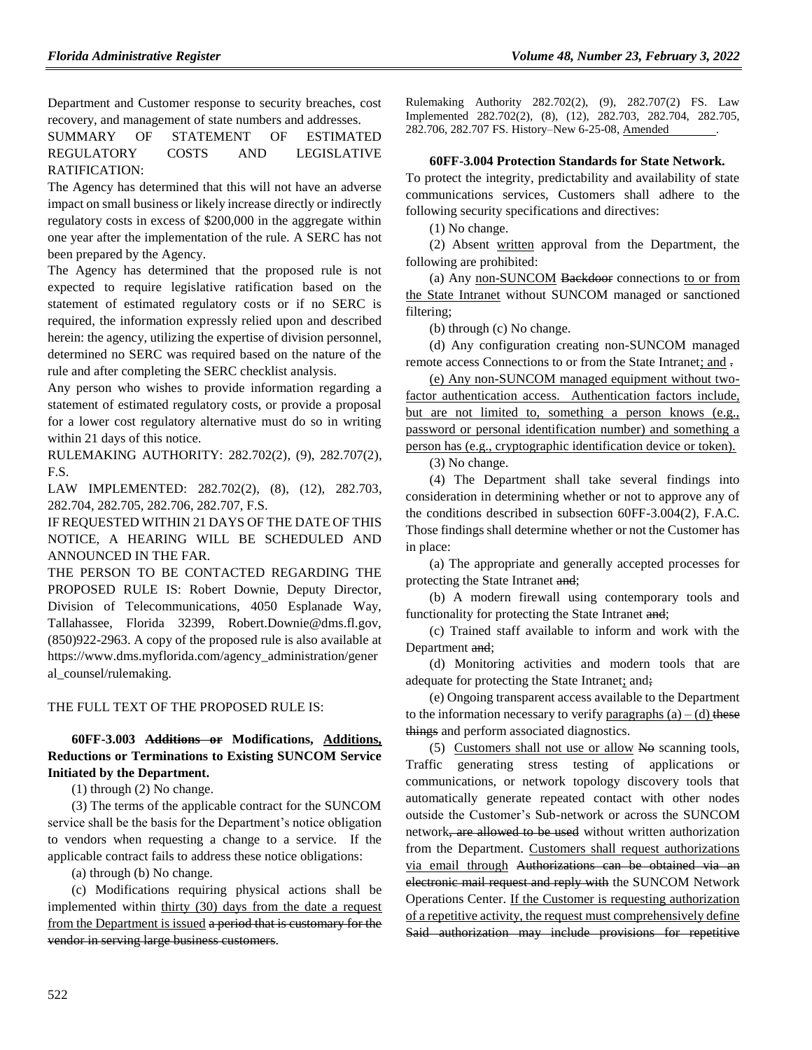Department and Customer response to security breaches, cost recovery, and management of state numbers and addresses.

SUMMARY OF STATEMENT OF ESTIMATED REGULATORY COSTS AND LEGISLATIVE RATIFICATION:

The Agency has determined that this will not have an adverse impact on small business or likely increase directly or indirectly regulatory costs in excess of $200,000 in the aggregate within one year after the implementation of the rule. A SERC has not been prepared by the Agency.

The Agency has determined that the proposed rule is not expected to require legislative ratification based on the statement of estimated regulatory costs or if no SERC is required, the information expressly relied upon and described herein: the agency, utilizing the expertise of division personnel, determined no SERC was required based on the nature of the rule and after completing the SERC checklist analysis.

Any person who wishes to provide information regarding a statement of estimated regulatory costs, or provide a proposal for a lower cost regulatory alternative must do so in writing within 21 days of this notice.

RULEMAKING AUTHORITY: 282.702(2), (9), 282.707(2), F.S.

LAW IMPLEMENTED: 282.702(2), (8), (12), 282.703, 282.704, 282.705, 282.706, 282.707, F.S.

IF REQUESTED WITHIN 21 DAYS OF THE DATE OF THIS NOTICE, A HEARING WILL BE SCHEDULED AND ANNOUNCED IN THE FAR.

THE PERSON TO BE CONTACTED REGARDING THE PROPOSED RULE IS: Robert Downie, Deputy Director, Division of Telecommunications, 4050 Esplanade Way, Tallahassee, Florida 32399, Robert.Downie@dms.fl.gov, (850)922-2963. A copy of the proposed rule is also available at https://www.dms.myflorida.com/agency_administration/general_counsel/rulemaking.

THE FULL TEXT OF THE PROPOSED RULE IS:

**60FF-3.003 ~~Additions or~~ Modifications, Additions, Reductions or Terminations to Existing SUNCOM Service Initiated by the Department.**

(1) through (2) No change.

(3) The terms of the applicable contract for the SUNCOM service shall be the basis for the Department's notice obligation to vendors when requesting a change to a service. If the applicable contract fails to address these notice obligations:

(a) through (b) No change.

(c) Modifications requiring physical actions shall be implemented within thirty (30) days from the date a request from the Department is issued ~~a period that is customary for the vendor in serving large business customers~~.

Rulemaking Authority 282.702(2), (9), 282.707(2) FS. Law Implemented 282.702(2), (8), (12), 282.703, 282.704, 282.705, 282.706, 282.707 FS. History–New 6-25-08, Amended ________.

**60FF-3.004 Protection Standards for State Network.**

To protect the integrity, predictability and availability of state communications services, Customers shall adhere to the following security specifications and directives:

(1) No change.

(2) Absent written approval from the Department, the following are prohibited:

(a) Any non-SUNCOM ~~Backdoor~~ connections to or from the State Intranet without SUNCOM managed or sanctioned filtering;

(b) through (c) No change.

(d) Any configuration creating non-SUNCOM managed remote access Connections to or from the State Intranet; and ~~.~~

(e) Any non-SUNCOM managed equipment without two-factor authentication access. Authentication factors include, but are not limited to, something a person knows (e.g., password or personal identification number) and something a person has (e.g., cryptographic identification device or token).

(3) No change.

(4) The Department shall take several findings into consideration in determining whether or not to approve any of the conditions described in subsection 60FF-3.004(2), F.A.C. Those findings shall determine whether or not the Customer has in place:

(a) The appropriate and generally accepted processes for protecting the State Intranet ~~and~~;

(b) A modern firewall using contemporary tools and functionality for protecting the State Intranet ~~and~~;

(c) Trained staff available to inform and work with the Department ~~and~~;

(d) Monitoring activities and modern tools that are adequate for protecting the State Intranet; and~~;~~

(e) Ongoing transparent access available to the Department to the information necessary to verify paragraphs (a) – (d) ~~these things~~ and perform associated diagnostics.

(5) Customers shall not use or allow ~~No~~ scanning tools, Traffic generating stress testing of applications or communications, or network topology discovery tools that automatically generate repeated contact with other nodes outside the Customer's Sub-network or across the SUNCOM network~~, are allowed to be used~~ without written authorization from the Department. Customers shall request authorizations via email through ~~Authorizations can be obtained via an electronic mail request and reply with~~ the SUNCOM Network Operations Center. If the Customer is requesting authorization of a repetitive activity, the request must comprehensively define ~~Said authorization may include provisions for repetitive~~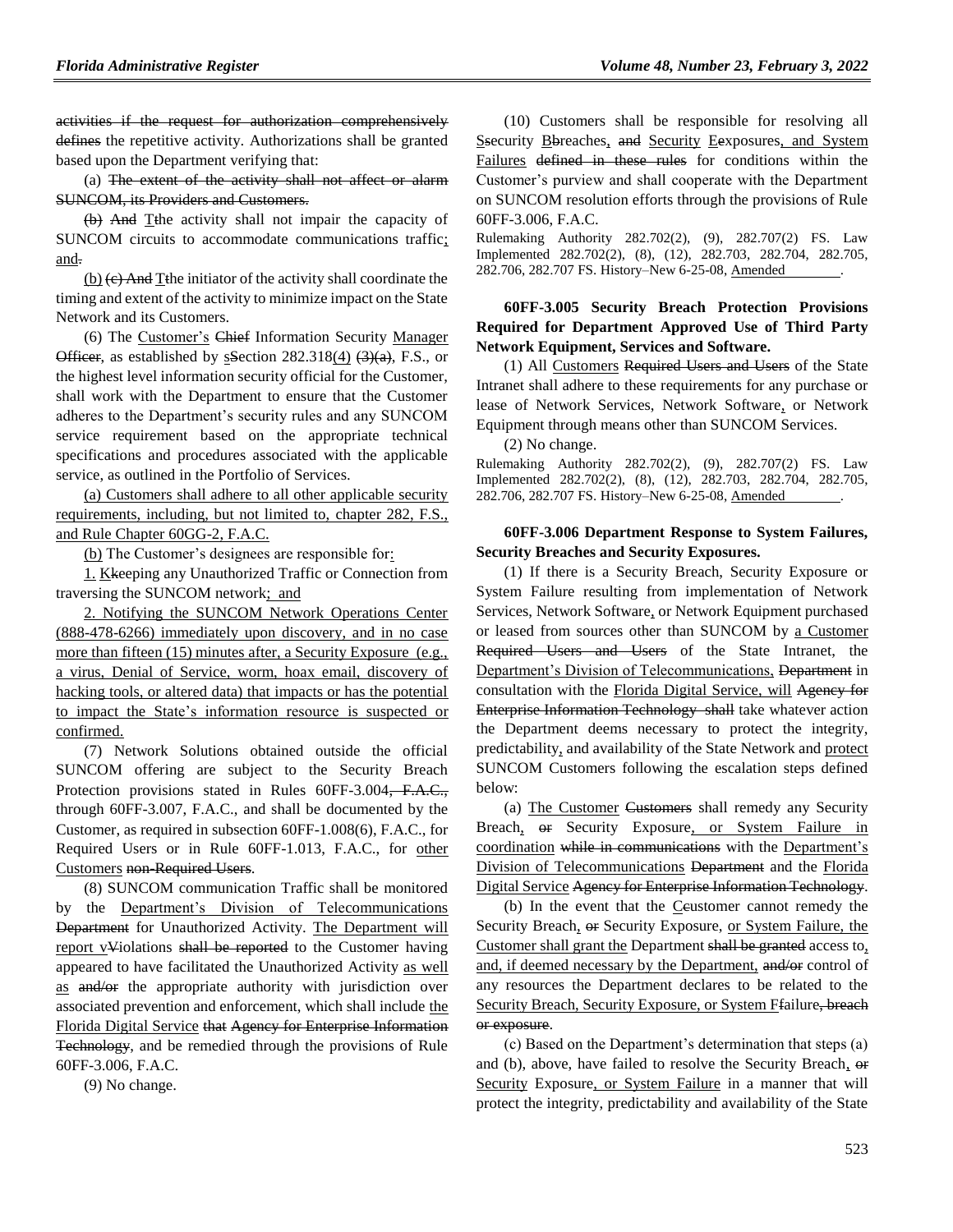activities if the request for authorization comprehensively defines the repetitive activity. Authorizations shall be granted based upon the Department verifying that:

(a) The extent of the activity shall not affect or alarm SUNCOM, its Providers and Customers.

(b) And Tthe activity shall not impair the capacity of SUNCOM circuits to accommodate communications traffic; and.

(b) (c) And Tthe initiator of the activity shall coordinate the timing and extent of the activity to minimize impact on the State Network and its Customers.

(6) The Customer's Chief Information Security Manager Officer, as established by sSection 282.318(4) (3)(a), F.S., or the highest level information security official for the Customer, shall work with the Department to ensure that the Customer adheres to the Department's security rules and any SUNCOM service requirement based on the appropriate technical specifications and procedures associated with the applicable service, as outlined in the Portfolio of Services.

(a) Customers shall adhere to all other applicable security requirements, including, but not limited to, chapter 282, F.S., and Rule Chapter 60GG-2, F.A.C.

(b) The Customer's designees are responsible for:

1. Kkeeping any Unauthorized Traffic or Connection from traversing the SUNCOM network; and

2. Notifying the SUNCOM Network Operations Center (888-478-6266) immediately upon discovery, and in no case more than fifteen (15) minutes after, a Security Exposure (e.g., a virus, Denial of Service, worm, hoax email, discovery of hacking tools, or altered data) that impacts or has the potential to impact the State's information resource is suspected or confirmed.

(7) Network Solutions obtained outside the official SUNCOM offering are subject to the Security Breach Protection provisions stated in Rules 60FF-3.004, F.A.C., through 60FF-3.007, F.A.C., and shall be documented by the Customer, as required in subsection 60FF-1.008(6), F.A.C., for Required Users or in Rule 60FF-1.013, F.A.C., for other Customers non-Required Users.

(8) SUNCOM communication Traffic shall be monitored by the Department's Division of Telecommunications Department for Unauthorized Activity. The Department will report vViolations shall be reported to the Customer having appeared to have facilitated the Unauthorized Activity as well as and/or the appropriate authority with jurisdiction over associated prevention and enforcement, which shall include the Florida Digital Service that Agency for Enterprise Information Technology, and be remedied through the provisions of Rule 60FF-3.006, F.A.C.

(9) No change.

(10) Customers shall be responsible for resolving all Ssecurity Bbreaches, and Security Eexposures, and System Failures defined in these rules for conditions within the Customer's purview and shall cooperate with the Department on SUNCOM resolution efforts through the provisions of Rule 60FF-3.006, F.A.C.

Rulemaking Authority 282.702(2), (9), 282.707(2) FS. Law Implemented 282.702(2), (8), (12), 282.703, 282.704, 282.705, 282.706, 282.707 FS. History–New 6-25-08, Amended ________.

**60FF-3.005 Security Breach Protection Provisions Required for Department Approved Use of Third Party Network Equipment, Services and Software.**

(1) All Customers Required Users and Users of the State Intranet shall adhere to these requirements for any purchase or lease of Network Services, Network Software, or Network Equipment through means other than SUNCOM Services.

(2) No change.

Rulemaking Authority 282.702(2), (9), 282.707(2) FS. Law Implemented 282.702(2), (8), (12), 282.703, 282.704, 282.705, 282.706, 282.707 FS. History–New 6-25-08, Amended ________.

**60FF-3.006 Department Response to System Failures, Security Breaches and Security Exposures.**

(1) If there is a Security Breach, Security Exposure or System Failure resulting from implementation of Network Services, Network Software, or Network Equipment purchased or leased from sources other than SUNCOM by a Customer Required Users and Users of the State Intranet, the Department's Division of Telecommunications, Department in consultation with the Florida Digital Service, will Agency for Enterprise Information Technology shall take whatever action the Department deems necessary to protect the integrity, predictability, and availability of the State Network and protect SUNCOM Customers following the escalation steps defined below:

(a) The Customer Customers shall remedy any Security Breach, or Security Exposure, or System Failure in coordination while in communications with the Department's Division of Telecommunications Department and the Florida Digital Service Agency for Enterprise Information Technology.

(b) In the event that the Ccustomer cannot remedy the Security Breach, or Security Exposure, or System Failure, the Customer shall grant the Department shall be granted access to, and, if deemed necessary by the Department, and/or control of any resources the Department declares to be related to the Security Breach, Security Exposure, or System Ffailure, breach or exposure.

(c) Based on the Department's determination that steps (a) and (b), above, have failed to resolve the Security Breach, or Security Exposure, or System Failure in a manner that will protect the integrity, predictability and availability of the State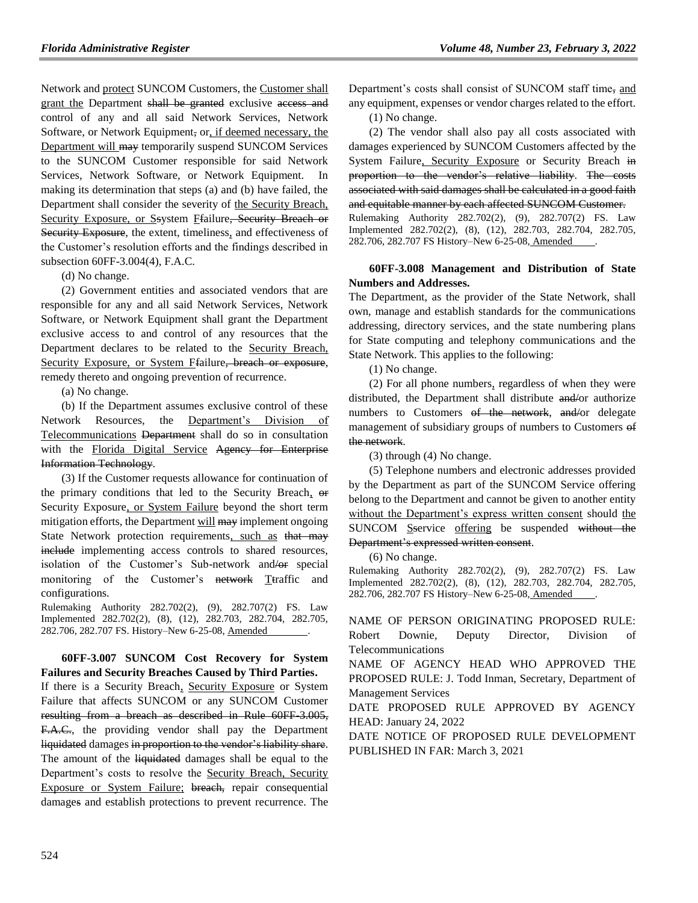Network and <u>protect</u> SUNCOM Customers, the <u>Customer shall grant the</u> Department ~~shall be granted~~ exclusive ~~access and~~ control of any and all said Network Services, Network Software, or Network Equipment~~,~~ or<u>, if deemed necessary, the Department will</u> ~~may~~ temporarily suspend SUNCOM Services to the SUNCOM Customer responsible for said Network Services, Network Software, or Network Equipment. In making its determination that steps (a) and (b) have failed, the Department shall consider the severity of <u>the Security Breach, Security Exposure, or S</u>~~s~~ystem <u>F</u>~~f~~ailure~~, Security Breach or Security Exposure~~, the extent, timeliness<u>,</u> and effectiveness of the Customer's resolution efforts and the findings described in subsection 60FF-3.004(4), F.A.C.

(d) No change.

(2) Government entities and associated vendors that are responsible for any and all said Network Services, Network Software, or Network Equipment shall grant the Department exclusive access to and control of any resources that the Department declares to be related to the <u>Security Breach, Security Exposure, or System F</u>~~f~~ailure~~, breach or exposure~~, remedy thereto and ongoing prevention of recurrence.

(a) No change.

(b) If the Department assumes exclusive control of these Network Resources, the <u>Department's Division of Telecommunications</u> ~~Department~~ shall do so in consultation with the <u>Florida Digital Service</u> ~~Agency for Enterprise Information Technology~~.

(3) If the Customer requests allowance for continuation of the primary conditions that led to the Security Breach<u>,</u> ~~or~~ Security Exposure<u>, or System Failure</u> beyond the short term mitigation efforts, the Department <u>will</u> ~~may~~ implement ongoing State Network protection requirements<u>, such as</u> ~~that may include~~ implementing access controls to shared resources, isolation of the Customer's Sub-network and~~/or~~ special monitoring of the Customer's ~~network~~ <u>T</u>~~t~~raffic and configurations.

Rulemaking Authority 282.702(2), (9), 282.707(2) FS. Law Implemented 282.702(2), (8), (12), 282.703, 282.704, 282.705, 282.706, 282.707 FS. History–New 6-25-08<u>, Amended ________</u>.

**60FF-3.007 SUNCOM Cost Recovery for System Failures and Security Breaches Caused by Third Parties.**

If there is a Security Breach<u>, Security Exposure</u> or System Failure that affects SUNCOM or any SUNCOM Customer ~~resulting from a breach as described in Rule 60FF-3.005, F.A.C.~~, the providing vendor shall pay the Department ~~liquidated~~ damages ~~in proportion to the vendor's liability share~~. The amount of the ~~liquidated~~ damages shall be equal to the Department's costs to resolve the <u>Security Breach, Security Exposure or System Failure;</u> ~~breach,~~ repair consequential damage~~s~~ and establish protections to prevent recurrence. The Department's costs shall consist of SUNCOM staff time~~,~~ <u>and</u> any equipment, expenses or vendor charges related to the effort.

(1) No change.

(2) The vendor shall also pay all costs associated with damages experienced by SUNCOM Customers affected by the System Failure<u>, Security Exposure</u> or Security Breach ~~in proportion to the vendor's relative liability~~. ~~The costs associated with said damages shall be calculated in a good faith and equitable manner by each affected SUNCOM Customer.~~

Rulemaking Authority 282.702(2), (9), 282.707(2) FS. Law Implemented 282.702(2), (8), (12), 282.703, 282.704, 282.705, 282.706, 282.707 FS History–New 6-25-08<u>, Amended ____</u>.

**60FF-3.008 Management and Distribution of State Numbers and Addresses.**

The Department, as the provider of the State Network, shall own, manage and establish standards for the communications addressing, directory services, and the state numbering plans for State computing and telephony communications and the State Network. This applies to the following:

(1) No change.

(2) For all phone numbers<u>,</u> regardless of when they were distributed, the Department shall distribute ~~and/~~or authorize numbers to Customers ~~of the network~~, ~~and/~~or delegate management of subsidiary groups of numbers to Customers ~~of the network~~.

(3) through (4) No change.

(5) Telephone numbers and electronic addresses provided by the Department as part of the SUNCOM Service offering belong to the Department and cannot be given to another entity <u>without the Department's express written consent</u> should <u>the</u> SUNCOM <u>S</u>~~s~~ervice <u>offering</u> be suspended ~~without the Department's expressed written consent~~.

(6) No change.

Rulemaking Authority 282.702(2), (9), 282.707(2) FS. Law Implemented 282.702(2), (8), (12), 282.703, 282.704, 282.705, 282.706, 282.707 FS History–New 6-25-08<u>, Amended ____</u>.

NAME OF PERSON ORIGINATING PROPOSED RULE: Robert Downie, Deputy Director, Division of Telecommunications

NAME OF AGENCY HEAD WHO APPROVED THE PROPOSED RULE: J. Todd Inman, Secretary, Department of Management Services

DATE PROPOSED RULE APPROVED BY AGENCY HEAD: January 24, 2022

DATE NOTICE OF PROPOSED RULE DEVELOPMENT PUBLISHED IN FAR: March 3, 2021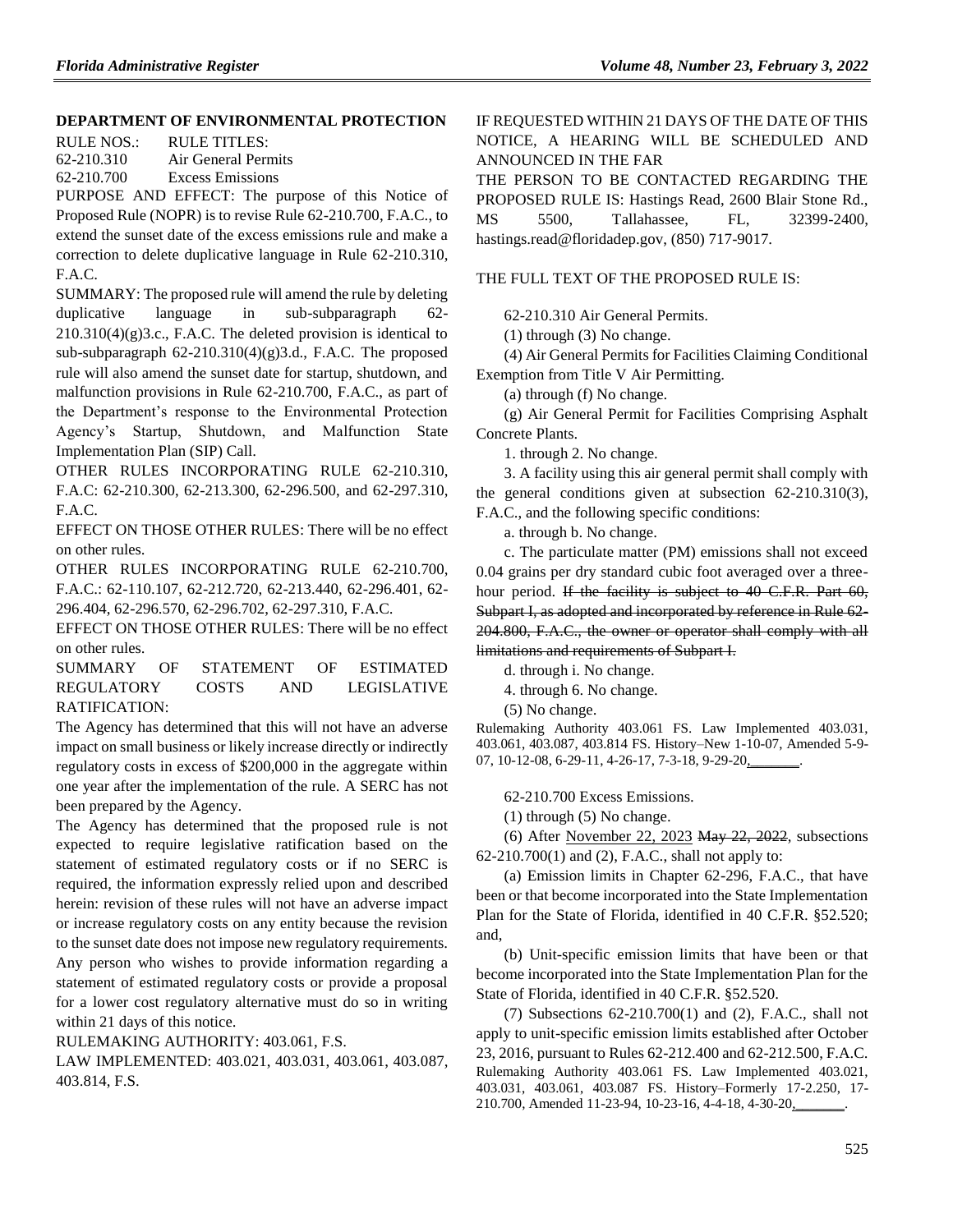## DEPARTMENT OF ENVIRONMENTAL PROTECTION

RULE NOS.: RULE TITLES:

62-210.310 Air General Permits

62-210.700 Excess Emissions

PURPOSE AND EFFECT: The purpose of this Notice of Proposed Rule (NOPR) is to revise Rule 62-210.700, F.A.C., to extend the sunset date of the excess emissions rule and make a correction to delete duplicative language in Rule 62-210.310, F.A.C.

SUMMARY: The proposed rule will amend the rule by deleting duplicative language in sub-subparagraph 62-210.310(4)(g)3.c., F.A.C. The deleted provision is identical to sub-subparagraph 62-210.310(4)(g)3.d., F.A.C. The proposed rule will also amend the sunset date for startup, shutdown, and malfunction provisions in Rule 62-210.700, F.A.C., as part of the Department's response to the Environmental Protection Agency's Startup, Shutdown, and Malfunction State Implementation Plan (SIP) Call.

OTHER RULES INCORPORATING RULE 62-210.310, F.A.C: 62-210.300, 62-213.300, 62-296.500, and 62-297.310, F.A.C.

EFFECT ON THOSE OTHER RULES: There will be no effect on other rules.

OTHER RULES INCORPORATING RULE 62-210.700, F.A.C.: 62-110.107, 62-212.720, 62-213.440, 62-296.401, 62-296.404, 62-296.570, 62-296.702, 62-297.310, F.A.C.

EFFECT ON THOSE OTHER RULES: There will be no effect on other rules.

SUMMARY OF STATEMENT OF ESTIMATED REGULATORY COSTS AND LEGISLATIVE RATIFICATION:

The Agency has determined that this will not have an adverse impact on small business or likely increase directly or indirectly regulatory costs in excess of $200,000 in the aggregate within one year after the implementation of the rule. A SERC has not been prepared by the Agency.

The Agency has determined that the proposed rule is not expected to require legislative ratification based on the statement of estimated regulatory costs or if no SERC is required, the information expressly relied upon and described herein: revision of these rules will not have an adverse impact or increase regulatory costs on any entity because the revision to the sunset date does not impose new regulatory requirements. Any person who wishes to provide information regarding a statement of estimated regulatory costs or provide a proposal for a lower cost regulatory alternative must do so in writing within 21 days of this notice.

RULEMAKING AUTHORITY: 403.061, F.S.

LAW IMPLEMENTED: 403.021, 403.031, 403.061, 403.087, 403.814, F.S.

IF REQUESTED WITHIN 21 DAYS OF THE DATE OF THIS NOTICE, A HEARING WILL BE SCHEDULED AND ANNOUNCED IN THE FAR

THE PERSON TO BE CONTACTED REGARDING THE PROPOSED RULE IS: Hastings Read, 2600 Blair Stone Rd., MS 5500, Tallahassee, FL, 32399-2400, hastings.read@floridadep.gov, (850) 717-9017.

THE FULL TEXT OF THE PROPOSED RULE IS:

62-210.310 Air General Permits.

(1) through (3) No change.

(4) Air General Permits for Facilities Claiming Conditional Exemption from Title V Air Permitting.

(a) through (f) No change.

(g) Air General Permit for Facilities Comprising Asphalt Concrete Plants.

1. through 2. No change.

3. A facility using this air general permit shall comply with the general conditions given at subsection 62-210.310(3), F.A.C., and the following specific conditions:

a. through b. No change.

c. The particulate matter (PM) emissions shall not exceed 0.04 grains per dry standard cubic foot averaged over a three-hour period. ~~If the facility is subject to 40 C.F.R. Part 60, Subpart I, as adopted and incorporated by reference in Rule 62-204.800, F.A.C., the owner or operator shall comply with all limitations and requirements of Subpart I.~~

d. through i. No change.

4. through 6. No change.

(5) No change.

Rulemaking Authority 403.061 FS. Law Implemented 403.031, 403.061, 403.087, 403.814 FS. History–New 1-10-07, Amended 5-9-07, 10-12-08, 6-29-11, 4-26-17, 7-3-18, 9-29-20, ________.

62-210.700 Excess Emissions.

(1) through (5) No change.

(6) After November 22, 2023 ~~May 22, 2022~~, subsections 62-210.700(1) and (2), F.A.C., shall not apply to:

(a) Emission limits in Chapter 62-296, F.A.C., that have been or that become incorporated into the State Implementation Plan for the State of Florida, identified in 40 C.F.R. §52.520; and,

(b) Unit-specific emission limits that have been or that become incorporated into the State Implementation Plan for the State of Florida, identified in 40 C.F.R. §52.520.

(7) Subsections 62-210.700(1) and (2), F.A.C., shall not apply to unit-specific emission limits established after October 23, 2016, pursuant to Rules 62-212.400 and 62-212.500, F.A.C.

Rulemaking Authority 403.061 FS. Law Implemented 403.021, 403.031, 403.061, 403.087 FS. History–Formerly 17-2.250, 17-210.700, Amended 11-23-94, 10-23-16, 4-4-18, 4-30-20, ________.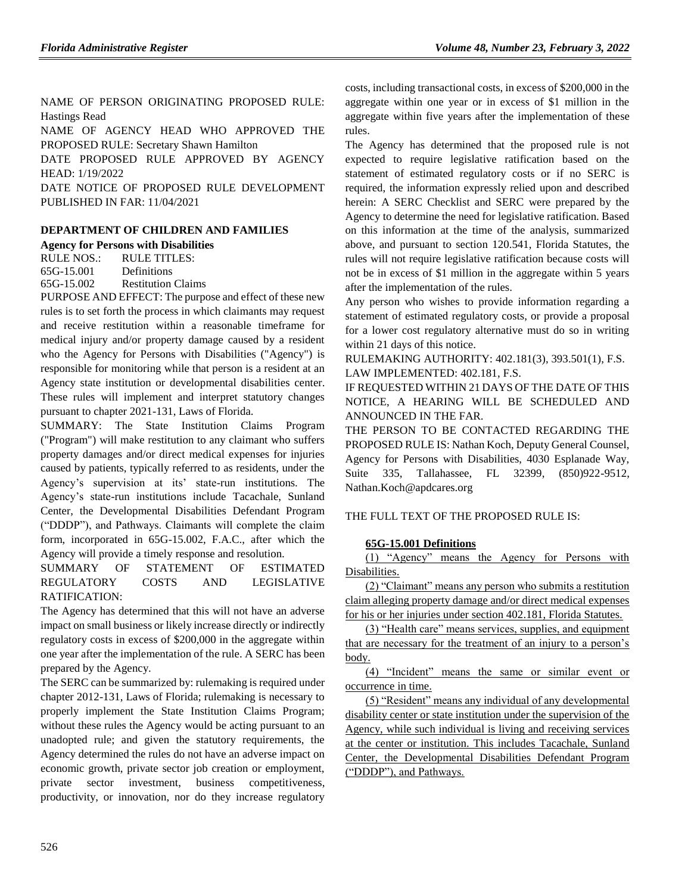NAME OF PERSON ORIGINATING PROPOSED RULE: Hastings Read

NAME OF AGENCY HEAD WHO APPROVED THE PROPOSED RULE: Secretary Shawn Hamilton

DATE PROPOSED RULE APPROVED BY AGENCY HEAD: 1/19/2022

DATE NOTICE OF PROPOSED RULE DEVELOPMENT PUBLISHED IN FAR: 11/04/2021

## DEPARTMENT OF CHILDREN AND FAMILIES

### Agency for Persons with Disabilities

| RULE NOS.: | RULE TITLES: |
| --- | --- |
| 65G-15.001 | Definitions |
| 65G-15.002 | Restitution Claims |

PURPOSE AND EFFECT: The purpose and effect of these new rules is to set forth the process in which claimants may request and receive restitution within a reasonable timeframe for medical injury and/or property damage caused by a resident who the Agency for Persons with Disabilities ("Agency") is responsible for monitoring while that person is a resident at an Agency state institution or developmental disabilities center. These rules will implement and interpret statutory changes pursuant to chapter 2021-131, Laws of Florida.

SUMMARY: The State Institution Claims Program ("Program") will make restitution to any claimant who suffers property damages and/or direct medical expenses for injuries caused by patients, typically referred to as residents, under the Agency's supervision at its' state-run institutions. The Agency's state-run institutions include Tacachale, Sunland Center, the Developmental Disabilities Defendant Program ("DDDP"), and Pathways. Claimants will complete the claim form, incorporated in 65G-15.002, F.A.C., after which the Agency will provide a timely response and resolution.

SUMMARY OF STATEMENT OF ESTIMATED REGULATORY COSTS AND LEGISLATIVE RATIFICATION:

The Agency has determined that this will not have an adverse impact on small business or likely increase directly or indirectly regulatory costs in excess of $200,000 in the aggregate within one year after the implementation of the rule. A SERC has been prepared by the Agency.

The SERC can be summarized by: rulemaking is required under chapter 2012-131, Laws of Florida; rulemaking is necessary to properly implement the State Institution Claims Program; without these rules the Agency would be acting pursuant to an unadopted rule; and given the statutory requirements, the Agency determined the rules do not have an adverse impact on economic growth, private sector job creation or employment, private sector investment, business competitiveness, productivity, or innovation, nor do they increase regulatory costs, including transactional costs, in excess of $200,000 in the aggregate within one year or in excess of $1 million in the aggregate within five years after the implementation of these rules.

The Agency has determined that the proposed rule is not expected to require legislative ratification based on the statement of estimated regulatory costs or if no SERC is required, the information expressly relied upon and described herein: A SERC Checklist and SERC were prepared by the Agency to determine the need for legislative ratification. Based on this information at the time of the analysis, summarized above, and pursuant to section 120.541, Florida Statutes, the rules will not require legislative ratification because costs will not be in excess of $1 million in the aggregate within 5 years after the implementation of the rules.

Any person who wishes to provide information regarding a statement of estimated regulatory costs, or provide a proposal for a lower cost regulatory alternative must do so in writing within 21 days of this notice.

RULEMAKING AUTHORITY: 402.181(3), 393.501(1), F.S.

LAW IMPLEMENTED: 402.181, F.S.

IF REQUESTED WITHIN 21 DAYS OF THE DATE OF THIS NOTICE, A HEARING WILL BE SCHEDULED AND ANNOUNCED IN THE FAR.

THE PERSON TO BE CONTACTED REGARDING THE PROPOSED RULE IS: Nathan Koch, Deputy General Counsel, Agency for Persons with Disabilities, 4030 Esplanade Way, Suite 335, Tallahassee, FL 32399, (850)922-9512, Nathan.Koch@apdcares.org

THE FULL TEXT OF THE PROPOSED RULE IS:

**65G-15.001 Definitions**

(1) "Agency" means the Agency for Persons with Disabilities.

(2) "Claimant" means any person who submits a restitution claim alleging property damage and/or direct medical expenses for his or her injuries under section 402.181, Florida Statutes.

(3) "Health care" means services, supplies, and equipment that are necessary for the treatment of an injury to a person's body.

(4) "Incident" means the same or similar event or occurrence in time.

(5) "Resident" means any individual of any developmental disability center or state institution under the supervision of the Agency, while such individual is living and receiving services at the center or institution. This includes Tacachale, Sunland Center, the Developmental Disabilities Defendant Program ("DDDP"), and Pathways.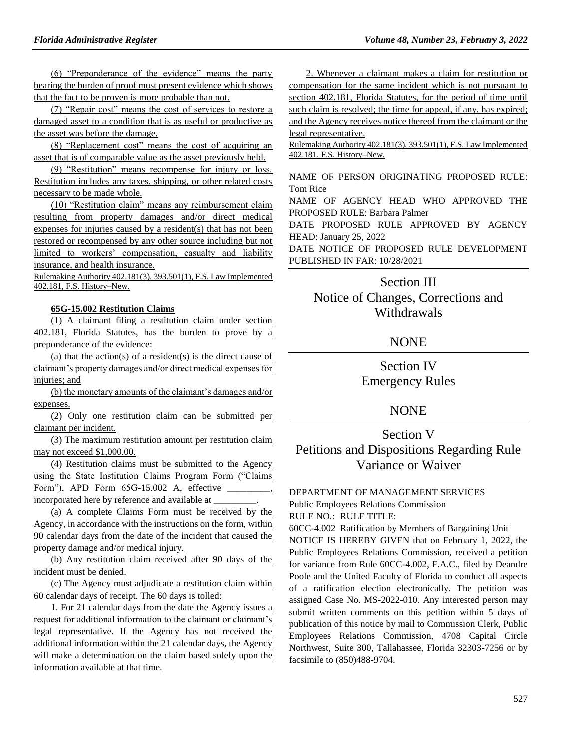(6) "Preponderance of the evidence" means the party bearing the burden of proof must present evidence which shows that the fact to be proven is more probable than not.

(7) "Repair cost" means the cost of services to restore a damaged asset to a condition that is as useful or productive as the asset was before the damage.

(8) "Replacement cost" means the cost of acquiring an asset that is of comparable value as the asset previously held.

(9) "Restitution" means recompense for injury or loss. Restitution includes any taxes, shipping, or other related costs necessary to be made whole.

(10) "Restitution claim" means any reimbursement claim resulting from property damages and/or direct medical expenses for injuries caused by a resident(s) that has not been restored or recompensed by any other source including but not limited to workers' compensation, casualty and liability insurance, and health insurance.

Rulemaking Authority 402.181(3), 393.501(1), F.S. Law Implemented 402.181, F.S. History–New.

**65G-15.002 Restitution Claims**

(1) A claimant filing a restitution claim under section 402.181, Florida Statutes, has the burden to prove by a preponderance of the evidence:

(a) that the action(s) of a resident(s) is the direct cause of claimant's property damages and/or direct medical expenses for injuries; and

(b) the monetary amounts of the claimant's damages and/or expenses.

(2) Only one restitution claim can be submitted per claimant per incident.

(3) The maximum restitution amount per restitution claim may not exceed $1,000.00.

(4) Restitution claims must be submitted to the Agency using the State Institution Claims Program Form ("Claims Form"), APD Form 65G-15.002 A, effective _________, incorporated here by reference and available at _________.

(a) A complete Claims Form must be received by the Agency, in accordance with the instructions on the form, within 90 calendar days from the date of the incident that caused the property damage and/or medical injury.

(b) Any restitution claim received after 90 days of the incident must be denied.

(c) The Agency must adjudicate a restitution claim within 60 calendar days of receipt. The 60 days is tolled:

1. For 21 calendar days from the date the Agency issues a request for additional information to the claimant or claimant's legal representative. If the Agency has not received the additional information within the 21 calendar days, the Agency will make a determination on the claim based solely upon the information available at that time.

2. Whenever a claimant makes a claim for restitution or compensation for the same incident which is not pursuant to section 402.181, Florida Statutes, for the period of time until such claim is resolved; the time for appeal, if any, has expired; and the Agency receives notice thereof from the claimant or the legal representative.

Rulemaking Authority 402.181(3), 393.501(1), F.S. Law Implemented 402.181, F.S. History–New.

NAME OF PERSON ORIGINATING PROPOSED RULE: Tom Rice

NAME OF AGENCY HEAD WHO APPROVED THE PROPOSED RULE: Barbara Palmer

DATE PROPOSED RULE APPROVED BY AGENCY HEAD: January 25, 2022

DATE NOTICE OF PROPOSED RULE DEVELOPMENT PUBLISHED IN FAR: 10/28/2021

# Section III
# Notice of Changes, Corrections and Withdrawals

NONE

# Section IV
# Emergency Rules

NONE

# Section V
# Petitions and Dispositions Regarding Rule Variance or Waiver

DEPARTMENT OF MANAGEMENT SERVICES

Public Employees Relations Commission

RULE NO.: RULE TITLE:

60CC-4.002 Ratification by Members of Bargaining Unit

NOTICE IS HEREBY GIVEN that on February 1, 2022, the Public Employees Relations Commission, received a petition for variance from Rule 60CC-4.002, F.A.C., filed by Deandre Poole and the United Faculty of Florida to conduct all aspects of a ratification election electronically. The petition was assigned Case No. MS-2022-010. Any interested person may submit written comments on this petition within 5 days of publication of this notice by mail to Commission Clerk, Public Employees Relations Commission, 4708 Capital Circle Northwest, Suite 300, Tallahassee, Florida 32303-7256 or by facsimile to (850)488-9704.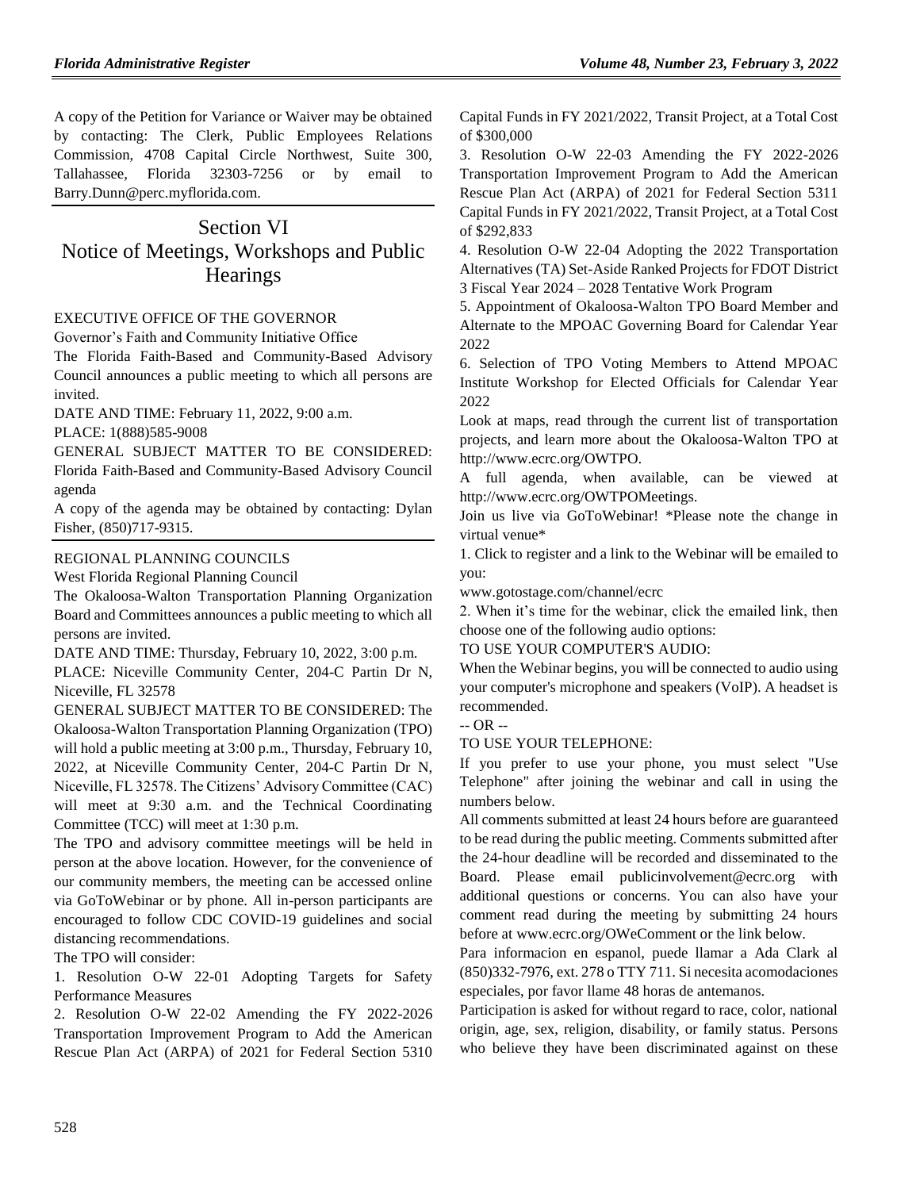A copy of the Petition for Variance or Waiver may be obtained by contacting: The Clerk, Public Employees Relations Commission, 4708 Capital Circle Northwest, Suite 300, Tallahassee, Florida 32303-7256 or by email to Barry.Dunn@perc.myflorida.com.

# Section VI
# Notice of Meetings, Workshops and Public Hearings

EXECUTIVE OFFICE OF THE GOVERNOR

Governor's Faith and Community Initiative Office

The Florida Faith-Based and Community-Based Advisory Council announces a public meeting to which all persons are invited.

DATE AND TIME: February 11, 2022, 9:00 a.m.

PLACE: 1(888)585-9008

GENERAL SUBJECT MATTER TO BE CONSIDERED: Florida Faith-Based and Community-Based Advisory Council agenda

A copy of the agenda may be obtained by contacting: Dylan Fisher, (850)717-9315.

REGIONAL PLANNING COUNCILS

West Florida Regional Planning Council

The Okaloosa-Walton Transportation Planning Organization Board and Committees announces a public meeting to which all persons are invited.

DATE AND TIME: Thursday, February 10, 2022, 3:00 p.m.

PLACE: Niceville Community Center, 204-C Partin Dr N, Niceville, FL 32578

GENERAL SUBJECT MATTER TO BE CONSIDERED: The Okaloosa-Walton Transportation Planning Organization (TPO) will hold a public meeting at 3:00 p.m., Thursday, February 10, 2022, at Niceville Community Center, 204-C Partin Dr N, Niceville, FL 32578. The Citizens' Advisory Committee (CAC) will meet at 9:30 a.m. and the Technical Coordinating Committee (TCC) will meet at 1:30 p.m.

The TPO and advisory committee meetings will be held in person at the above location. However, for the convenience of our community members, the meeting can be accessed online via GoToWebinar or by phone. All in-person participants are encouraged to follow CDC COVID-19 guidelines and social distancing recommendations.

The TPO will consider:

1. Resolution O-W 22-01 Adopting Targets for Safety Performance Measures
2. Resolution O-W 22-02 Amending the FY 2022-2026 Transportation Improvement Program to Add the American Rescue Plan Act (ARPA) of 2021 for Federal Section 5310 Capital Funds in FY 2021/2022, Transit Project, at a Total Cost of $300,000
3. Resolution O-W 22-03 Amending the FY 2022-2026 Transportation Improvement Program to Add the American Rescue Plan Act (ARPA) of 2021 for Federal Section 5311 Capital Funds in FY 2021/2022, Transit Project, at a Total Cost of $292,833
4. Resolution O-W 22-04 Adopting the 2022 Transportation Alternatives (TA) Set-Aside Ranked Projects for FDOT District 3 Fiscal Year 2024 – 2028 Tentative Work Program
5. Appointment of Okaloosa-Walton TPO Board Member and Alternate to the MPOAC Governing Board for Calendar Year 2022
6. Selection of TPO Voting Members to Attend MPOAC Institute Workshop for Elected Officials for Calendar Year 2022

Look at maps, read through the current list of transportation projects, and learn more about the Okaloosa-Walton TPO at http://www.ecrc.org/OWTPO.

A full agenda, when available, can be viewed at http://www.ecrc.org/OWTPOMeetings.

Join us live via GoToWebinar! *Please note the change in virtual venue*

1. Click to register and a link to the Webinar will be emailed to you:

www.gotostage.com/channel/ecrc

2. When it's time for the webinar, click the emailed link, then choose one of the following audio options:

TO USE YOUR COMPUTER'S AUDIO:

When the Webinar begins, you will be connected to audio using your computer's microphone and speakers (VoIP). A headset is recommended.

-- OR --

TO USE YOUR TELEPHONE:

If you prefer to use your phone, you must select "Use Telephone" after joining the webinar and call in using the numbers below.

All comments submitted at least 24 hours before are guaranteed to be read during the public meeting. Comments submitted after the 24-hour deadline will be recorded and disseminated to the Board. Please email publicinvolvement@ecrc.org with additional questions or concerns. You can also have your comment read during the meeting by submitting 24 hours before at www.ecrc.org/OWeComment or the link below.

Para informacion en espanol, puede llamar a Ada Clark al (850)332-7976, ext. 278 o TTY 711. Si necesita acomodaciones especiales, por favor llame 48 horas de antemanos.

Participation is asked for without regard to race, color, national origin, age, sex, religion, disability, or family status. Persons who believe they have been discriminated against on these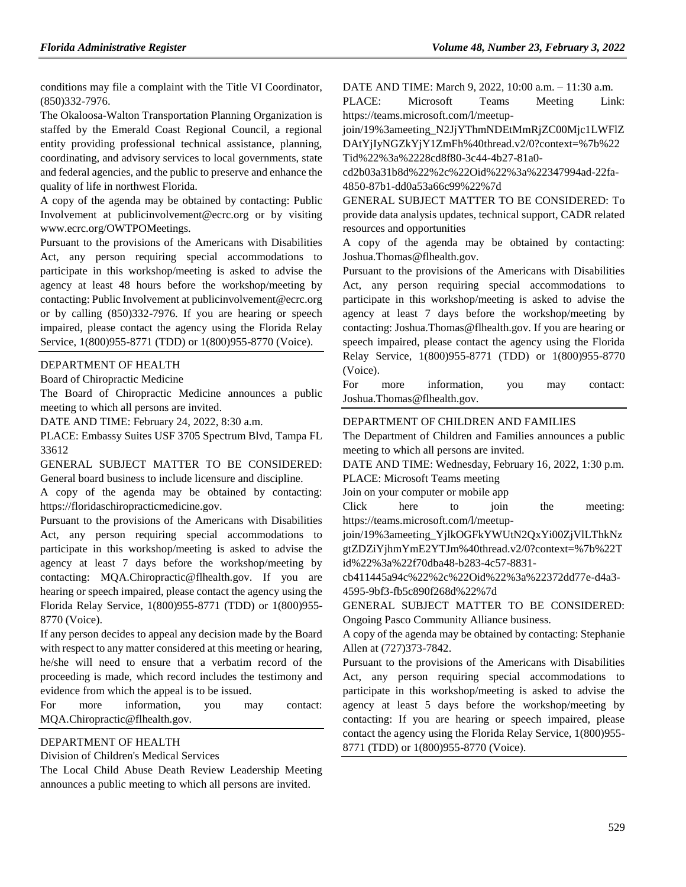conditions may file a complaint with the Title VI Coordinator, (850)332-7976.

The Okaloosa-Walton Transportation Planning Organization is staffed by the Emerald Coast Regional Council, a regional entity providing professional technical assistance, planning, coordinating, and advisory services to local governments, state and federal agencies, and the public to preserve and enhance the quality of life in northwest Florida.

A copy of the agenda may be obtained by contacting: Public Involvement at publicinvolvement@ecrc.org or by visiting www.ecrc.org/OWTPOMeetings.

Pursuant to the provisions of the Americans with Disabilities Act, any person requiring special accommodations to participate in this workshop/meeting is asked to advise the agency at least 48 hours before the workshop/meeting by contacting: Public Involvement at publicinvolvement@ecrc.org or by calling (850)332-7976. If you are hearing or speech impaired, please contact the agency using the Florida Relay Service, 1(800)955-8771 (TDD) or 1(800)955-8770 (Voice).

---

DEPARTMENT OF HEALTH

Board of Chiropractic Medicine

The Board of Chiropractic Medicine announces a public meeting to which all persons are invited.

DATE AND TIME: February 24, 2022, 8:30 a.m.

PLACE: Embassy Suites USF 3705 Spectrum Blvd, Tampa FL 33612

GENERAL SUBJECT MATTER TO BE CONSIDERED: General board business to include licensure and discipline.

A copy of the agenda may be obtained by contacting: https://floridaschiropracticmedicine.gov.

Pursuant to the provisions of the Americans with Disabilities Act, any person requiring special accommodations to participate in this workshop/meeting is asked to advise the agency at least 7 days before the workshop/meeting by contacting: MQA.Chiropractic@flhealth.gov. If you are hearing or speech impaired, please contact the agency using the Florida Relay Service, 1(800)955-8771 (TDD) or 1(800)955-8770 (Voice).

If any person decides to appeal any decision made by the Board with respect to any matter considered at this meeting or hearing, he/she will need to ensure that a verbatim record of the proceeding is made, which record includes the testimony and evidence from which the appeal is to be issued.

For more information, you may contact: MQA.Chiropractic@flhealth.gov.

---

DEPARTMENT OF HEALTH

Division of Children's Medical Services

The Local Child Abuse Death Review Leadership Meeting announces a public meeting to which all persons are invited.

DATE AND TIME: March 9, 2022, 10:00 a.m. – 11:30 a.m.

PLACE: Microsoft Teams Meeting Link: https://teams.microsoft.com/l/meetup-join/19%3ameeting_N2JjYThmNDEtMmRjZC00Mjc1LWFlZDAtYjIyNGZkYjY1ZmFh%40thread.v2/0?context=%7b%22Tid%22%3a%2228cd8f80-3c44-4b27-81a0-cd2b03a31b8d%22%2c%22Oid%22%3a%22347994ad-22fa-4850-87b1-dd0a53a66c99%22%7d

GENERAL SUBJECT MATTER TO BE CONSIDERED: To provide data analysis updates, technical support, CADR related resources and opportunities

A copy of the agenda may be obtained by contacting: Joshua.Thomas@flhealth.gov.

Pursuant to the provisions of the Americans with Disabilities Act, any person requiring special accommodations to participate in this workshop/meeting is asked to advise the agency at least 7 days before the workshop/meeting by contacting: Joshua.Thomas@flhealth.gov. If you are hearing or speech impaired, please contact the agency using the Florida Relay Service, 1(800)955-8771 (TDD) or 1(800)955-8770 (Voice).

For more information, you may contact: Joshua.Thomas@flhealth.gov.

---

DEPARTMENT OF CHILDREN AND FAMILIES

The Department of Children and Families announces a public meeting to which all persons are invited.

DATE AND TIME: Wednesday, February 16, 2022, 1:30 p.m.

PLACE: Microsoft Teams meeting

Join on your computer or mobile app

Click here to join the meeting: https://teams.microsoft.com/l/meetup-join/19%3ameeting_YjlkOGFkYWUtN2QxYi00ZjVlLThkNzgtZDZiYjhmYmE2YTJm%40thread.v2/0?context=%7b%22Tid%22%3a%22f70dba48-b283-4c57-8831-cb411445a94c%22%2c%22Oid%22%3a%22372dd77e-d4a3-4595-9bf3-fb5c890f268d%22%7d

GENERAL SUBJECT MATTER TO BE CONSIDERED: Ongoing Pasco Community Alliance business.

A copy of the agenda may be obtained by contacting: Stephanie Allen at (727)373-7842.

Pursuant to the provisions of the Americans with Disabilities Act, any person requiring special accommodations to participate in this workshop/meeting is asked to advise the agency at least 5 days before the workshop/meeting by contacting: If you are hearing or speech impaired, please contact the agency using the Florida Relay Service, 1(800)955-8771 (TDD) or 1(800)955-8770 (Voice).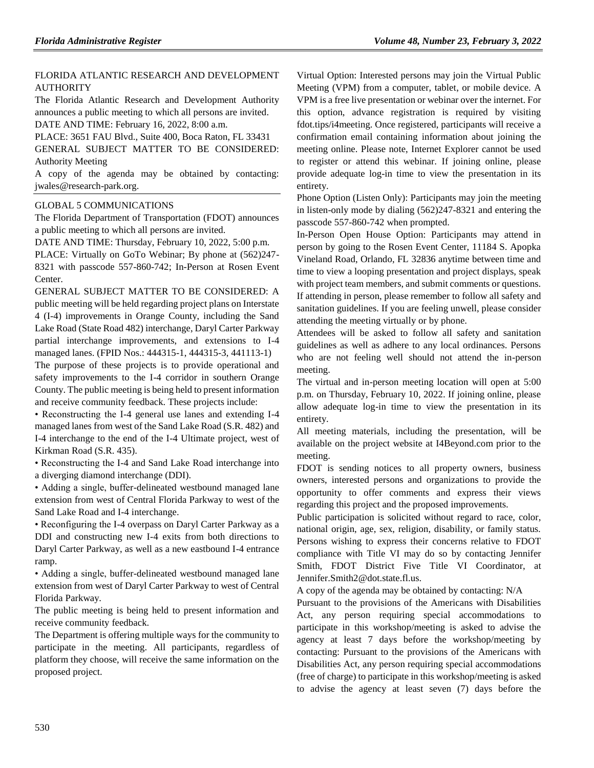FLORIDA ATLANTIC RESEARCH AND DEVELOPMENT AUTHORITY

The Florida Atlantic Research and Development Authority announces a public meeting to which all persons are invited.

DATE AND TIME: February 16, 2022, 8:00 a.m.

PLACE: 3651 FAU Blvd., Suite 400, Boca Raton, FL 33431

GENERAL SUBJECT MATTER TO BE CONSIDERED: Authority Meeting

A copy of the agenda may be obtained by contacting: jwales@research-park.org.

---

GLOBAL 5 COMMUNICATIONS

The Florida Department of Transportation (FDOT) announces a public meeting to which all persons are invited.

DATE AND TIME: Thursday, February 10, 2022, 5:00 p.m.

PLACE: Virtually on GoTo Webinar; By phone at (562)247-8321 with passcode 557-860-742; In-Person at Rosen Event Center.

GENERAL SUBJECT MATTER TO BE CONSIDERED: A public meeting will be held regarding project plans on Interstate 4 (I-4) improvements in Orange County, including the Sand Lake Road (State Road 482) interchange, Daryl Carter Parkway partial interchange improvements, and extensions to I-4 managed lanes. (FPID Nos.: 444315-1, 444315-3, 441113-1)

The purpose of these projects is to provide operational and safety improvements to the I-4 corridor in southern Orange County. The public meeting is being held to present information and receive community feedback. These projects include:

• Reconstructing the I-4 general use lanes and extending I-4 managed lanes from west of the Sand Lake Road (S.R. 482) and I-4 interchange to the end of the I-4 Ultimate project, west of Kirkman Road (S.R. 435).

• Reconstructing the I-4 and Sand Lake Road interchange into a diverging diamond interchange (DDI).

• Adding a single, buffer-delineated westbound managed lane extension from west of Central Florida Parkway to west of the Sand Lake Road and I-4 interchange.

• Reconfiguring the I-4 overpass on Daryl Carter Parkway as a DDI and constructing new I-4 exits from both directions to Daryl Carter Parkway, as well as a new eastbound I-4 entrance ramp.

• Adding a single, buffer-delineated westbound managed lane extension from west of Daryl Carter Parkway to west of Central Florida Parkway.

The public meeting is being held to present information and receive community feedback.

The Department is offering multiple ways for the community to participate in the meeting. All participants, regardless of platform they choose, will receive the same information on the proposed project.

Virtual Option: Interested persons may join the Virtual Public Meeting (VPM) from a computer, tablet, or mobile device. A VPM is a free live presentation or webinar over the internet. For this option, advance registration is required by visiting fdot.tips/i4meeting. Once registered, participants will receive a confirmation email containing information about joining the meeting online. Please note, Internet Explorer cannot be used to register or attend this webinar. If joining online, please provide adequate log-in time to view the presentation in its entirety.

Phone Option (Listen Only): Participants may join the meeting in listen-only mode by dialing (562)247-8321 and entering the passcode 557-860-742 when prompted.

In-Person Open House Option: Participants may attend in person by going to the Rosen Event Center, 11184 S. Apopka Vineland Road, Orlando, FL 32836 anytime between time and time to view a looping presentation and project displays, speak with project team members, and submit comments or questions. If attending in person, please remember to follow all safety and sanitation guidelines. If you are feeling unwell, please consider attending the meeting virtually or by phone.

Attendees will be asked to follow all safety and sanitation guidelines as well as adhere to any local ordinances. Persons who are not feeling well should not attend the in-person meeting.

The virtual and in-person meeting location will open at 5:00 p.m. on Thursday, February 10, 2022. If joining online, please allow adequate log-in time to view the presentation in its entirety.

All meeting materials, including the presentation, will be available on the project website at I4Beyond.com prior to the meeting.

FDOT is sending notices to all property owners, business owners, interested persons and organizations to provide the opportunity to offer comments and express their views regarding this project and the proposed improvements.

Public participation is solicited without regard to race, color, national origin, age, sex, religion, disability, or family status. Persons wishing to express their concerns relative to FDOT compliance with Title VI may do so by contacting Jennifer Smith, FDOT District Five Title VI Coordinator, at Jennifer.Smith2@dot.state.fl.us.

A copy of the agenda may be obtained by contacting: N/A

Pursuant to the provisions of the Americans with Disabilities Act, any person requiring special accommodations to participate in this workshop/meeting is asked to advise the agency at least 7 days before the workshop/meeting by contacting: Pursuant to the provisions of the Americans with Disabilities Act, any person requiring special accommodations (free of charge) to participate in this workshop/meeting is asked to advise the agency at least seven (7) days before the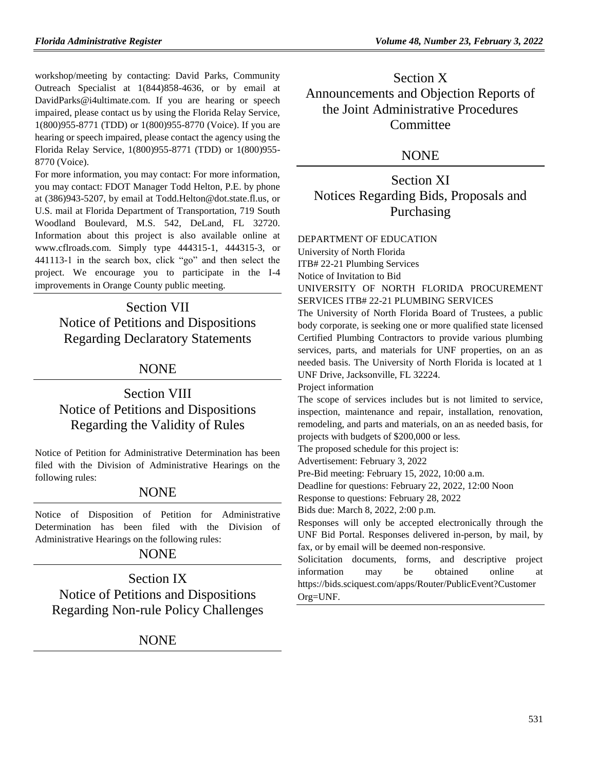workshop/meeting by contacting: David Parks, Community Outreach Specialist at 1(844)858-4636, or by email at DavidParks@i4ultimate.com. If you are hearing or speech impaired, please contact us by using the Florida Relay Service, 1(800)955-8771 (TDD) or 1(800)955-8770 (Voice). If you are hearing or speech impaired, please contact the agency using the Florida Relay Service, 1(800)955-8771 (TDD) or 1(800)955-8770 (Voice).

For more information, you may contact: For more information, you may contact: FDOT Manager Todd Helton, P.E. by phone at (386)943-5207, by email at Todd.Helton@dot.state.fl.us, or U.S. mail at Florida Department of Transportation, 719 South Woodland Boulevard, M.S. 542, DeLand, FL 32720. Information about this project is also available online at www.cflroads.com. Simply type 444315-1, 444315-3, or 441113-1 in the search box, click "go" and then select the project. We encourage you to participate in the I-4 improvements in Orange County public meeting.

## Section VII
## Notice of Petitions and Dispositions Regarding Declaratory Statements

NONE

## Section VIII
## Notice of Petitions and Dispositions Regarding the Validity of Rules

Notice of Petition for Administrative Determination has been filed with the Division of Administrative Hearings on the following rules:

NONE

Notice of Disposition of Petition for Administrative Determination has been filed with the Division of Administrative Hearings on the following rules:

NONE

## Section IX
## Notice of Petitions and Dispositions Regarding Non-rule Policy Challenges

NONE

## Section X
## Announcements and Objection Reports of the Joint Administrative Procedures Committee

NONE

## Section XI
## Notices Regarding Bids, Proposals and Purchasing

DEPARTMENT OF EDUCATION

University of North Florida

ITB# 22-21 Plumbing Services

Notice of Invitation to Bid

UNIVERSITY OF NORTH FLORIDA PROCUREMENT SERVICES ITB# 22-21 PLUMBING SERVICES

The University of North Florida Board of Trustees, a public body corporate, is seeking one or more qualified state licensed Certified Plumbing Contractors to provide various plumbing services, parts, and materials for UNF properties, on an as needed basis. The University of North Florida is located at 1 UNF Drive, Jacksonville, FL 32224.

Project information

The scope of services includes but is not limited to service, inspection, maintenance and repair, installation, renovation, remodeling, and parts and materials, on an as needed basis, for projects with budgets of $200,000 or less.

The proposed schedule for this project is:

Advertisement: February 3, 2022

Pre-Bid meeting: February 15, 2022, 10:00 a.m.

Deadline for questions: February 22, 2022, 12:00 Noon

Response to questions: February 28, 2022

Bids due: March 8, 2022, 2:00 p.m.

Responses will only be accepted electronically through the UNF Bid Portal. Responses delivered in-person, by mail, by fax, or by email will be deemed non-responsive.

Solicitation documents, forms, and descriptive project information may be obtained online at https://bids.sciquest.com/apps/Router/PublicEvent?CustomerOrg=UNF.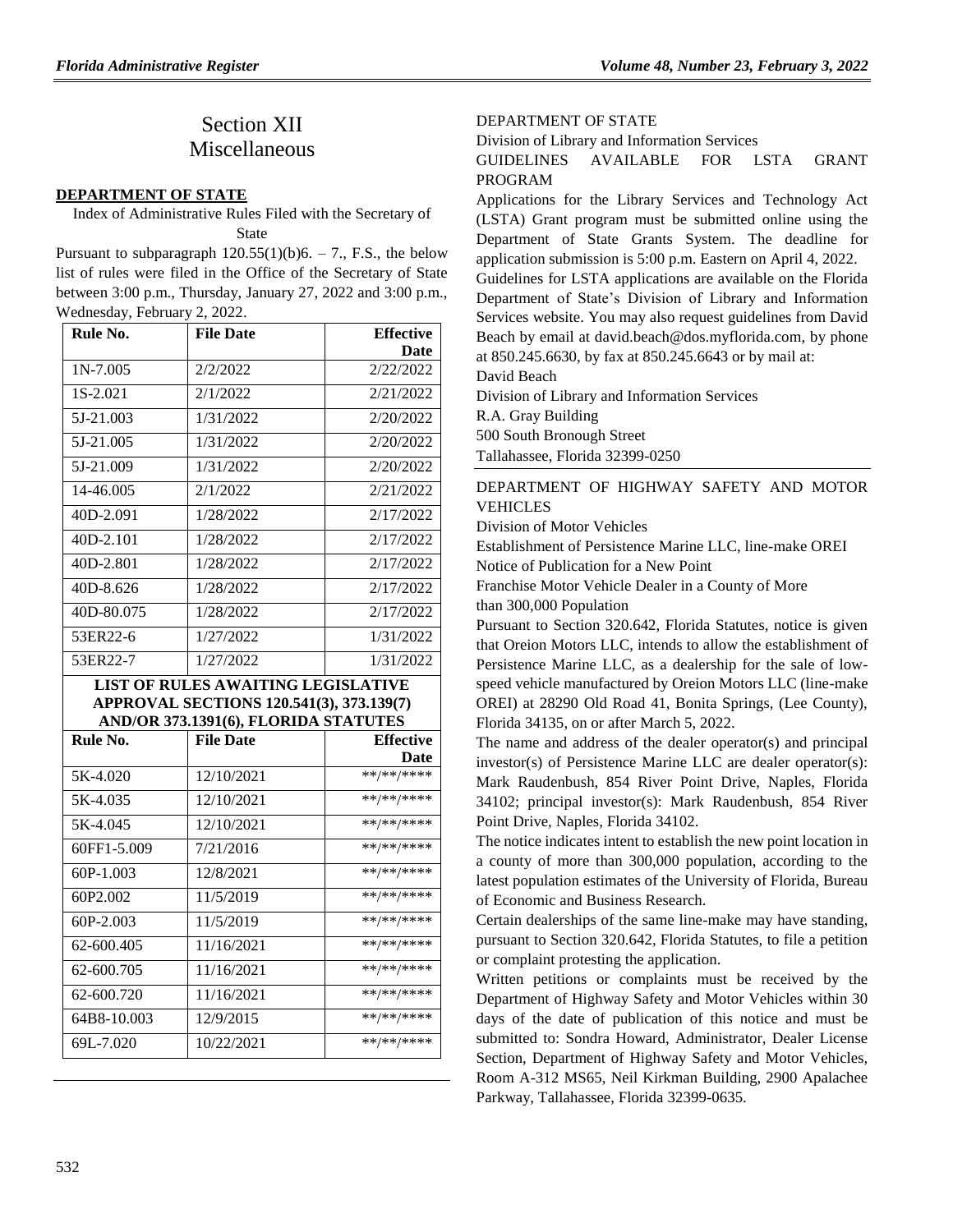# Section XII
# Miscellaneous

## DEPARTMENT OF STATE

Index of Administrative Rules Filed with the Secretary of State

Pursuant to subparagraph 120.55(1)(b)6. – 7., F.S., the below list of rules were filed in the Office of the Secretary of State between 3:00 p.m., Thursday, January 27, 2022 and 3:00 p.m., Wednesday, February 2, 2022.

| Rule No. | File Date | Effective Date |
|---|---|---|
| 1N-7.005 | 2/2/2022 | 2/22/2022 |
| 1S-2.021 | 2/1/2022 | 2/21/2022 |
| 5J-21.003 | 1/31/2022 | 2/20/2022 |
| 5J-21.005 | 1/31/2022 | 2/20/2022 |
| 5J-21.009 | 1/31/2022 | 2/20/2022 |
| 14-46.005 | 2/1/2022 | 2/21/2022 |
| 40D-2.091 | 1/28/2022 | 2/17/2022 |
| 40D-2.101 | 1/28/2022 | 2/17/2022 |
| 40D-2.801 | 1/28/2022 | 2/17/2022 |
| 40D-8.626 | 1/28/2022 | 2/17/2022 |
| 40D-80.075 | 1/28/2022 | 2/17/2022 |
| 53ER22-6 | 1/27/2022 | 1/31/2022 |
| 53ER22-7 | 1/27/2022 | 1/31/2022 |

**LIST OF RULES AWAITING LEGISLATIVE APPROVAL SECTIONS 120.541(3), 373.139(7) AND/OR 373.1391(6), FLORIDA STATUTES**

| Rule No. | File Date | Effective Date |
|---|---|---|
| 5K-4.020 | 12/10/2021 | **/**/**** |
| 5K-4.035 | 12/10/2021 | **/**/**** |
| 5K-4.045 | 12/10/2021 | **/**/**** |
| 60FF1-5.009 | 7/21/2016 | **/**/**** |
| 60P-1.003 | 12/8/2021 | **/**/**** |
| 60P2.002 | 11/5/2019 | **/**/**** |
| 60P-2.003 | 11/5/2019 | **/**/**** |
| 62-600.405 | 11/16/2021 | **/**/**** |
| 62-600.705 | 11/16/2021 | **/**/**** |
| 62-600.720 | 11/16/2021 | **/**/**** |
| 64B8-10.003 | 12/9/2015 | **/**/**** |
| 69L-7.020 | 10/22/2021 | **/**/**** |

DEPARTMENT OF STATE

Division of Library and Information Services

GUIDELINES AVAILABLE FOR LSTA GRANT PROGRAM

Applications for the Library Services and Technology Act (LSTA) Grant program must be submitted online using the Department of State Grants System. The deadline for application submission is 5:00 p.m. Eastern on April 4, 2022.

Guidelines for LSTA applications are available on the Florida Department of State's Division of Library and Information Services website. You may also request guidelines from David Beach by email at david.beach@dos.myflorida.com, by phone at 850.245.6630, by fax at 850.245.6643 or by mail at:

David Beach
Division of Library and Information Services
R.A. Gray Building
500 South Bronough Street
Tallahassee, Florida 32399-0250

DEPARTMENT OF HIGHWAY SAFETY AND MOTOR VEHICLES

Division of Motor Vehicles

Establishment of Persistence Marine LLC, line-make OREI

Notice of Publication for a New Point

Franchise Motor Vehicle Dealer in a County of More than 300,000 Population

Pursuant to Section 320.642, Florida Statutes, notice is given that Oreion Motors LLC, intends to allow the establishment of Persistence Marine LLC, as a dealership for the sale of low-speed vehicle manufactured by Oreion Motors LLC (line-make OREI) at 28290 Old Road 41, Bonita Springs, (Lee County), Florida 34135, on or after March 5, 2022.

The name and address of the dealer operator(s) and principal investor(s) of Persistence Marine LLC are dealer operator(s): Mark Raudenbush, 854 River Point Drive, Naples, Florida 34102; principal investor(s): Mark Raudenbush, 854 River Point Drive, Naples, Florida 34102.

The notice indicates intent to establish the new point location in a county of more than 300,000 population, according to the latest population estimates of the University of Florida, Bureau of Economic and Business Research.

Certain dealerships of the same line-make may have standing, pursuant to Section 320.642, Florida Statutes, to file a petition or complaint protesting the application.

Written petitions or complaints must be received by the Department of Highway Safety and Motor Vehicles within 30 days of the date of publication of this notice and must be submitted to: Sondra Howard, Administrator, Dealer License Section, Department of Highway Safety and Motor Vehicles, Room A-312 MS65, Neil Kirkman Building, 2900 Apalachee Parkway, Tallahassee, Florida 32399-0635.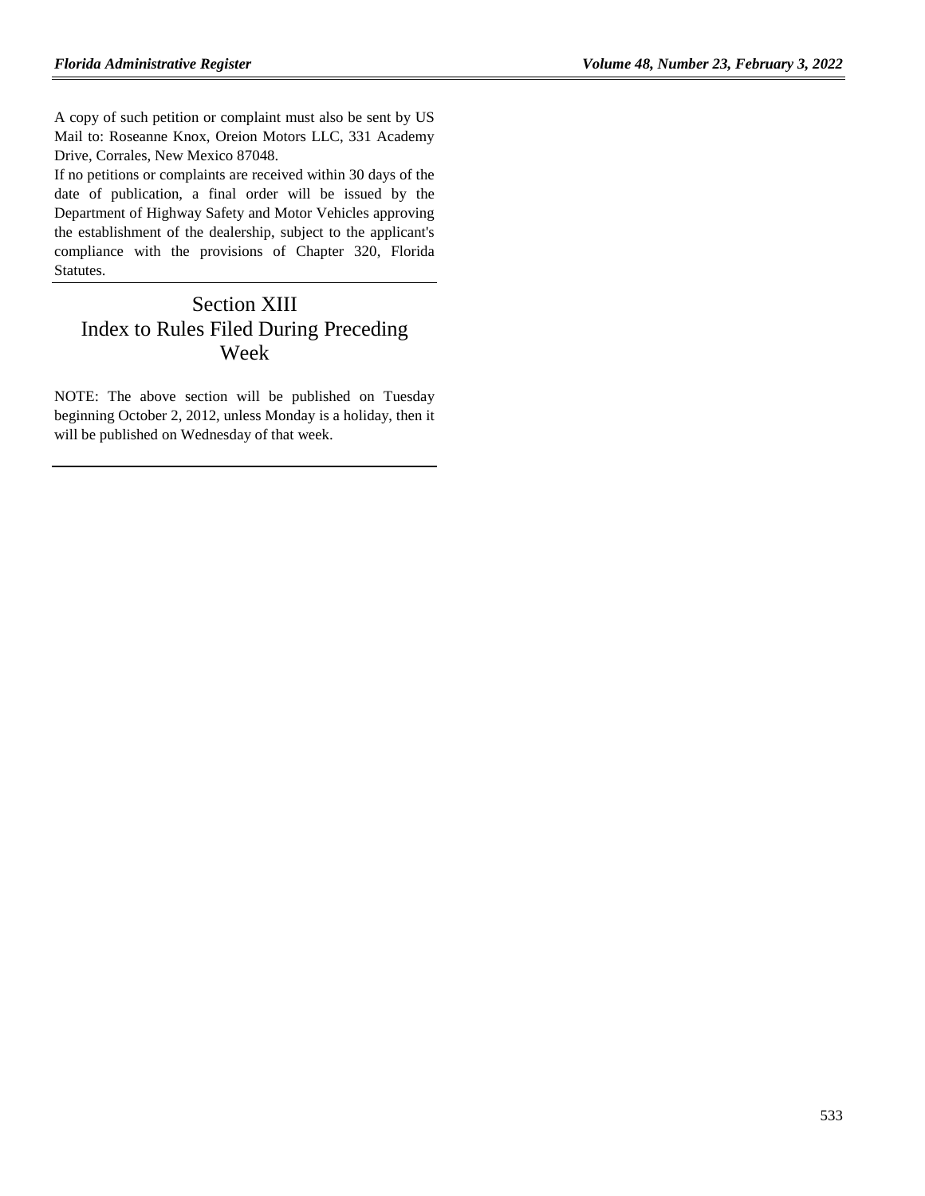A copy of such petition or complaint must also be sent by US Mail to: Roseanne Knox, Oreion Motors LLC, 331 Academy Drive, Corrales, New Mexico 87048.

If no petitions or complaints are received within 30 days of the date of publication, a final order will be issued by the Department of Highway Safety and Motor Vehicles approving the establishment of the dealership, subject to the applicant's compliance with the provisions of Chapter 320, Florida Statutes.

## Section XIII
## Index to Rules Filed During Preceding Week

NOTE: The above section will be published on Tuesday beginning October 2, 2012, unless Monday is a holiday, then it will be published on Wednesday of that week.